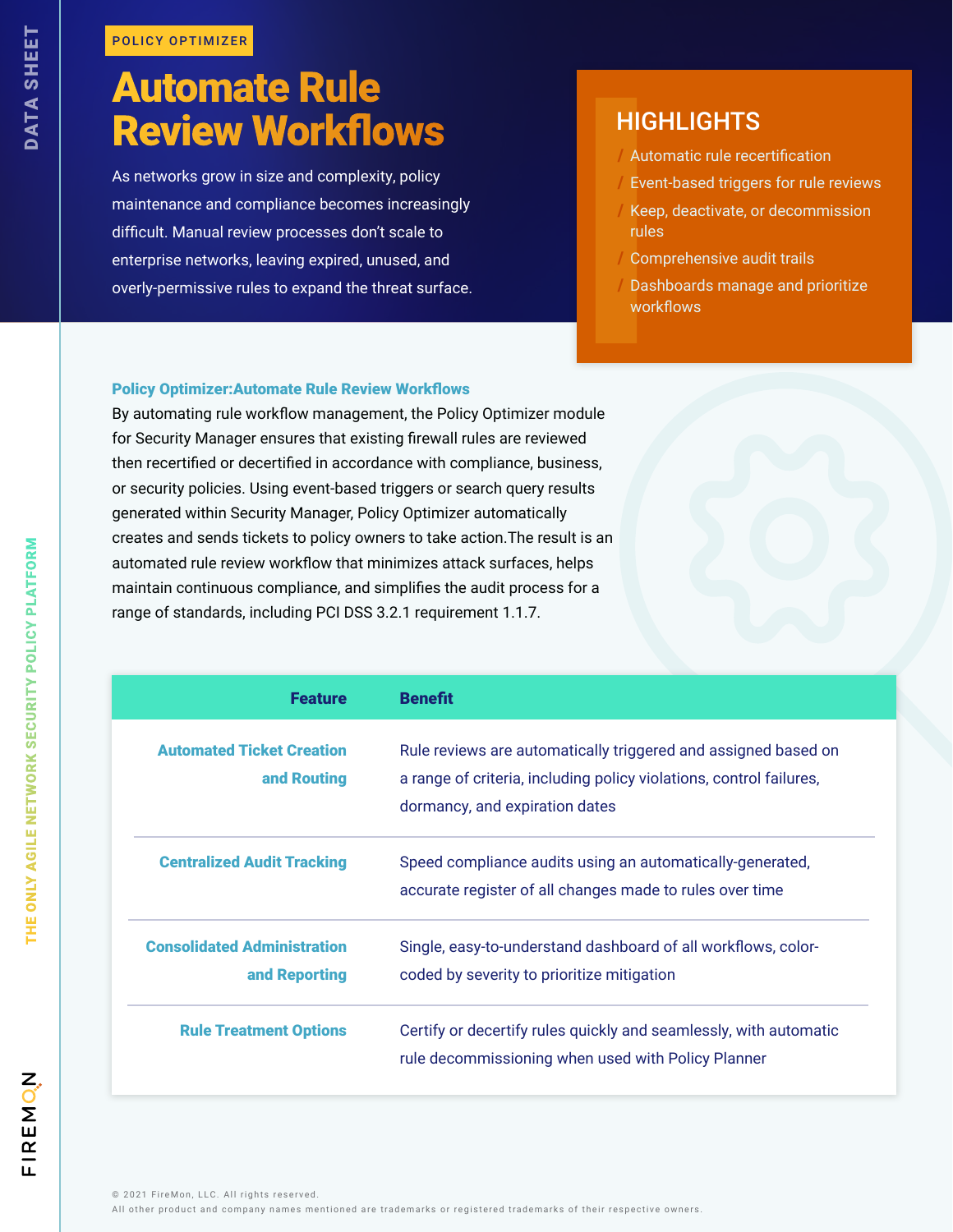DATA SHEET

POLICY OPTIMIZER

# Automate Rule Review Workflows

As networks grow in size and complexity, policy maintenance and compliance becomes increasingly difficult. Manual review processes don't scale to enterprise networks, leaving expired, unused, and overly-permissive rules to expand the threat surface.

## HIGHLIGHTS

- Automatic rule recertification
- Event-based triggers for rule reviews
- Keep, deactivate, or decommission rules
- Comprehensive audit trails
- Dashboards manage and prioritize workflows

### Policy Optimizer:Automate Rule Review Workflows

By automating rule workflow management, the Policy Optimizer module for Security Manager ensures that existing firewall rules are reviewed then recertified or decertified in accordance with compliance, business, or security policies. Using event-based triggers or search query results generated within Security Manager, Policy Optimizer automatically creates and sends tickets to policy owners to take action.The result is an automated rule review workflow that minimizes attack surfaces, helps maintain continuous compliance, and simplifies the audit process for a range of standards, including PCI DSS 3.2.1 requirement 1.1.7.

| Feature | Benefit |
| --- | --- |
| Automated Ticket Creation and Routing | Rule reviews are automatically triggered and assigned based on a range of criteria, including policy violations, control failures, dormancy, and expiration dates |
| Centralized Audit Tracking | Speed compliance audits using an automatically-generated, accurate register of all changes made to rules over time |
| Consolidated Administration and Reporting | Single, easy-to-understand dashboard of all workflows, color-coded by severity to prioritize mitigation |
| Rule Treatment Options | Certify or decertify rules quickly and seamlessly, with automatic rule decommissioning when used with Policy Planner |

THE ONLY AGILE NETWORK SECURITY POLICY PLATFORM

FIREMON

© 2021 FireMon, LLC. All rights reserved.
All other product and company names mentioned are trademarks or registered trademarks of their respective owners.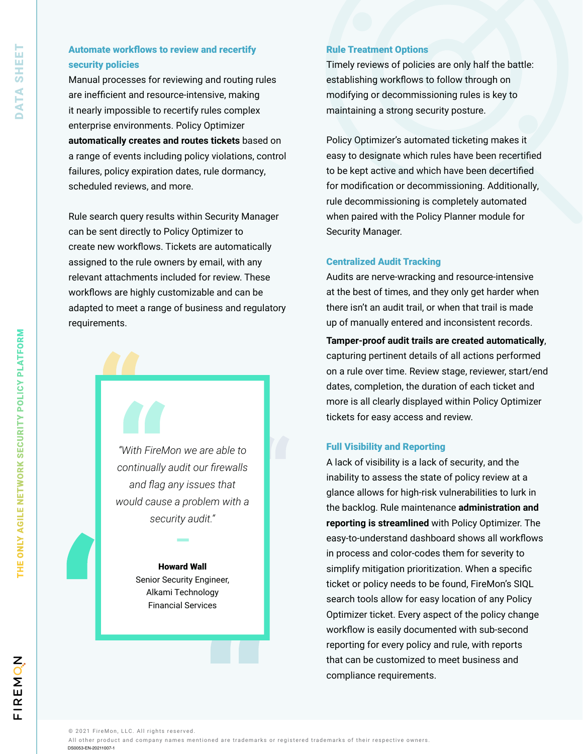## Automate workflows to review and recertify security policies

Manual processes for reviewing and routing rules are inefficient and resource-intensive, making it nearly impossible to recertify rules complex enterprise environments. Policy Optimizer **automatically creates and routes tickets** based on a range of events including policy violations, control failures, policy expiration dates, rule dormancy, scheduled reviews, and more.

Rule search query results within Security Manager can be sent directly to Policy Optimizer to create new workflows. Tickets are automatically assigned to the rule owners by email, with any relevant attachments included for review. These workflows are highly customizable and can be adapted to meet a range of business and regulatory requirements.

> *"With FireMon we are able to continually audit our firewalls and flag any issues that would cause a problem with a security audit."*
>
> **Howard Wall**
> Senior Security Engineer,
> Alkami Technology
> Financial Services

## Rule Treatment Options

Timely reviews of policies are only half the battle: establishing workflows to follow through on modifying or decommissioning rules is key to maintaining a strong security posture.

Policy Optimizer's automated ticketing makes it easy to designate which rules have been recertified to be kept active and which have been decertified for modification or decommissioning. Additionally, rule decommissioning is completely automated when paired with the Policy Planner module for Security Manager.

## Centralized Audit Tracking

Audits are nerve-wracking and resource-intensive at the best of times, and they only get harder when there isn't an audit trail, or when that trail is made up of manually entered and inconsistent records.

**Tamper-proof audit trails are created automatically**, capturing pertinent details of all actions performed on a rule over time. Review stage, reviewer, start/end dates, completion, the duration of each ticket and more is all clearly displayed within Policy Optimizer tickets for easy access and review.

## Full Visibility and Reporting

A lack of visibility is a lack of security, and the inability to assess the state of policy review at a glance allows for high-risk vulnerabilities to lurk in the backlog. Rule maintenance **administration and reporting is streamlined** with Policy Optimizer. The easy-to-understand dashboard shows all workflows in process and color-codes them for severity to simplify mitigation prioritization. When a specific ticket or policy needs to be found, FireMon's SIQL search tools allow for easy location of any Policy Optimizer ticket. Every aspect of the policy change workflow is easily documented with sub-second reporting for every policy and rule, with reports that can be customized to meet business and compliance requirements.

© 2021 FireMon, LLC. All rights reserved.
All other product and company names mentioned are trademarks or registered trademarks of their respective owners.
DS0053-EN-20211007-1